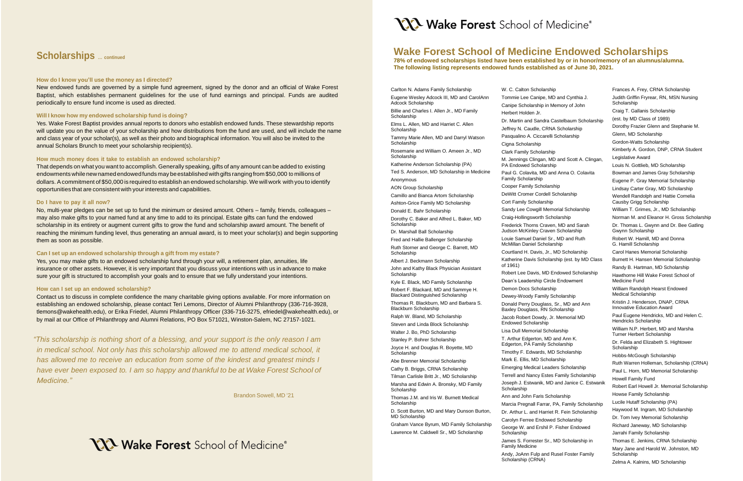# Scholarships ... continued

### How do I know you'll use the money as I directed?

New endowed funds are governed by a simple fund agreement, signed by the donor and an official of Wake Forest Baptist, which establishes permanent guidelines for the use of fund earnings and principal. Funds are audited periodically to ensure fund income is used as directed.

### Will I know how my endowed scholarship fund is doing?

Yes. Wake Forest Baptist provides annual reports to donors who establish endowed funds. These stewardship reports will update you on the value of your scholarship and how distributions from the fund are used, and will include the name and class year of your scholar(s), as well as their photo and biographical information. You will also be invited to the annual Scholars Brunch to meet your scholarship recipient(s).

### How much money does it take to establish an endowed scholarship?

That depends on what you want to accomplish. Generally speaking, gifts of any amount can be added to existing endowments while new named endowed funds may be established with gifts ranging from $50,000 to millions of dollars. A commitment of $50,000 is required to establish an endowed scholarship. We will work with you to identify opportunities that are consistent with your interests and capabilities.

### Do I have to pay it all now?

No, multi-year pledges can be set up to fund the minimum or desired amount. Others – family, friends, colleagues – may also make gifts to your named fund at any time to add to its principal. Estate gifts can fund the endowed scholarship in its entirety or augment current gifts to grow the fund and scholarship award amount. The benefit of reaching the minimum funding level, thus generating an annual award, is to meet your scholar(s) and begin supporting them as soon as possible.

### Can I set up an endowed scholarship through a gift from my estate?

Yes, you may make gifts to an endowed scholarship fund through your will, a retirement plan, annuities, life insurance or other assets. However, it is very important that you discuss your intentions with us in advance to make sure your gift is structured to accomplish your goals and to ensure that we fully understand your intentions.

### How can I set up an endowed scholarship?

Contact us to discuss in complete confidence the many charitable giving options available. For more information on establishing an endowed scholarship, please contact Teri Lemons, Director of Alumni Philanthropy (336-716-3928, tlemons@wakehealth.edu), or Erika Friedel, Alumni Philanthropy Officer (336-716-3275, efriedel@wakehealth.edu), or by mail at our Office of Philanthropy and Alumni Relations, PO Box 571021, Winston-Salem, NC 27157-1021.

*"This scholarship is nothing short of a blessing, and your support is the only reason I am in medical school. Not only has this scholarship allowed me to attend medical school, it has allowed me to receive an education from some of the kindest and greatest minds I have ever been exposed to. I am so happy and thankful to be at Wake Forest School of Medicine."*

Brandon Sowell, MD '21

Wake Forest School of Medicine®

Wake Forest School of Medicine®

# Wake Forest School of Medicine Endowed Scholarships

**78% of endowed scholarships listed have been established by or in honor/memory of an alumnus/alumna. The following listing represents endowed funds established as of June 30, 2021.**

Carlton N. Adams Family Scholarship
Eugene Wesley Adcock III, MD and CarolAnn Adcock Scholarship
Billie and Charles I. Allen Jr., MD Family Scholarship
Elms L. Allen, MD and Harriet C. Allen Scholarship
Tammy Marie Allen, MD and Darryl Watson Scholarship
Rosemarie and William O. Ameen Jr., MD Scholarship
Katherine Anderson Scholarship (PA)
Ted S. Anderson, MD Scholarship in Medicine
Anonymous
AON Group Scholarship
Camillo and Bianca Artom Scholarship
Ashton-Grice Family MD Scholarship
Donald E. Bahr Scholarship
Dorothy C. Baker and Alfred L. Baker, MD Scholarship
Dr. Marshall Ball Scholarship
Fred and Hallie Ballenger Scholarship
Ruth Storner and George C. Barrett, MD Scholarship
Albert J. Beckmann Scholarship
John and Kathy Black Physician Assistant Scholarship
Kyle E. Black, MD Family Scholarship
Robert F. Blackard, MD and Sammye H. Blackard Distinguished Scholarship
Thomas R. Blackburn, MD and Barbara S. Blackburn Scholarship
Ralph W. Bland, MD Scholarship
Steven and Linda Block Scholarship
Walter J. Bo, PhD Scholarship
Stanley P. Bohrer Scholarship
Joyce H. and Douglas R. Boyette, MD Scholarship
Abe Brenner Memorial Scholarship
Cathy B. Briggs, CRNA Scholarship
Tilman Carlisle Britt Jr., MD Scholarship
Marsha and Edwin A. Bronsky, MD Family Scholarship
Thomas J.M. and Iris W. Burnett Medical Scholarship
D. Scott Burton, MD and Mary Dunson Burton, MD Scholarship
Graham Vance Byrum, MD Family Scholarship
Lawrence M. Caldwell Sr., MD Scholarship

W. C. Calton Scholarship
Tommie Lee Canipe, MD and Cynthia J. Canipe Scholarship in Memory of John Herbert Holden Jr.
Dr. Martin and Sandra Castelbaum Scholarship
Jeffrey N. Caudle, CRNA Scholarship
Pasqualino A. Ciccarelli Scholarship
Cigna Scholarship
Clark Family Scholarship
M. Jennings Clingan, MD and Scott A. Clingan, PA Endowed Scholarship
Paul G. Colavita, MD and Anna O. Colavita Family Scholarship
Cooper Family Scholarship
DeWitt Cromer Cordell Scholarship
Cort Family Scholarship
Sandy Lee Cowgill Memorial Scholarship
Craig-Hollingsworth Scholarship
Frederick Thorns Craven, MD and Sarah Judson McKinley Craven Scholarship
Louie Samuel Daniel Sr., MD and Ruth McMillan Daniel Scholarship
Courtland H. Davis, Jr., MD Scholarship
Katherine Davis Scholarship (est. by MD Class of 1961)
Robert Lee Davis, MD Endowed Scholarship
Dean's Leadership Circle Endowment
Demon Docs Scholarship
Dewey-Woody Family Scholarship
Donald Perry Douglass, Sr., MD and Ann Baxley Douglass, RN Scholarship
Jacob Robert Dowdy, Jr. Memorial MD Endowed Scholarship
Lisa Dull Memorial Scholarship
T. Arthur Edgerton, MD and Ann K. Edgerton, PA Family Scholarship
Timothy F. Edwards, MD Scholarship
Mark E. Ellis, MD Scholarship
Emerging Medical Leaders Scholarship
Terrell and Nancy Estes Family Scholarship
Joseph J. Estwanik, MD and Janice C. Estwanik Scholarship
Ann and John Faris Scholarship
Marcia Pregnall Farrar, PA, Family Scholarship
Dr. Arthur L. and Harriet R. Fein Scholarship
Carolyn Ferree Endowed Scholarship
George W. and Ershil P. Fisher Endowed Scholarship
James S. Forrester Sr., MD Scholarship in Family Medicine
Andy, JoAnn Fulp and Rusel Foster Family Scholarship (CRNA)

Frances A. Frey, CRNA Scholarship
Judith Griffin Fryrear, RN, MSN Nursing Scholarship
Craig T. Gallanis Scholarship (est. by MD Class of 1989)
Dorothy Frazier Glenn and Stephanie M. Glenn, MD Scholarship
Gordon-Watts Scholarship
Kimberly A. Gordon, DNP, CRNA Student Legislative Award
Louis N. Gottlieb, MD Scholarship
Bowman and James Gray Scholarship
Eugene P. Gray Memorial Scholarship
Lindsay Carter Gray, MD Scholarship
Wendell Randolph and Hattie Cornelia Causby Grigg Scholarship
William T. Grimes, Jr., MD Scholarship
Norman M. and Eleanor H. Gross Scholarship
Dr. Thomas L. Gwynn and Dr. Bee Gatling Gwynn Scholarship
Robert W. Hamill, MD and Donna G. Hamill Scholarship
Carol Hanes Memorial Scholarship
Burnett H. Hansen Memorial Scholarship
Randy B. Hartman, MD Scholarship
Hawthorne Hill Wake Forest School of Medicine Fund
William Randolph Hearst Endowed Medical Scholarship
Kristin J. Henderson, DNAP, CRNA Innovative Education Award
Paul Eugene Hendricks, MD and Helen C. Hendricks Scholarship
William N.P. Herbert, MD and Marsha Turner Herbert Scholarship
Dr. Felda and Elizabeth S. Hightower Scholarship
Hobbs-McGough Scholarship
Ruth Warren Holleman, Scholarship (CRNA)
Paul L. Horn, MD Memorial Scholarship
Howell Family Fund
Robert Earl Howell Jr. Memorial Scholarship
Howse Family Scholarship
Lucile Hutaff Scholarship (PA)
Haywood M. Ingram, MD Scholarship
Dr. Tom Ivey Memorial Scholarship
Richard Janeway, MD Scholarship
Jarrahi Family Scholarship
Thomas E. Jenkins, CRNA Scholarship
Mary Jane and Harold W. Johnston, MD Scholarship
Zelma A. Kalnins, MD Scholarship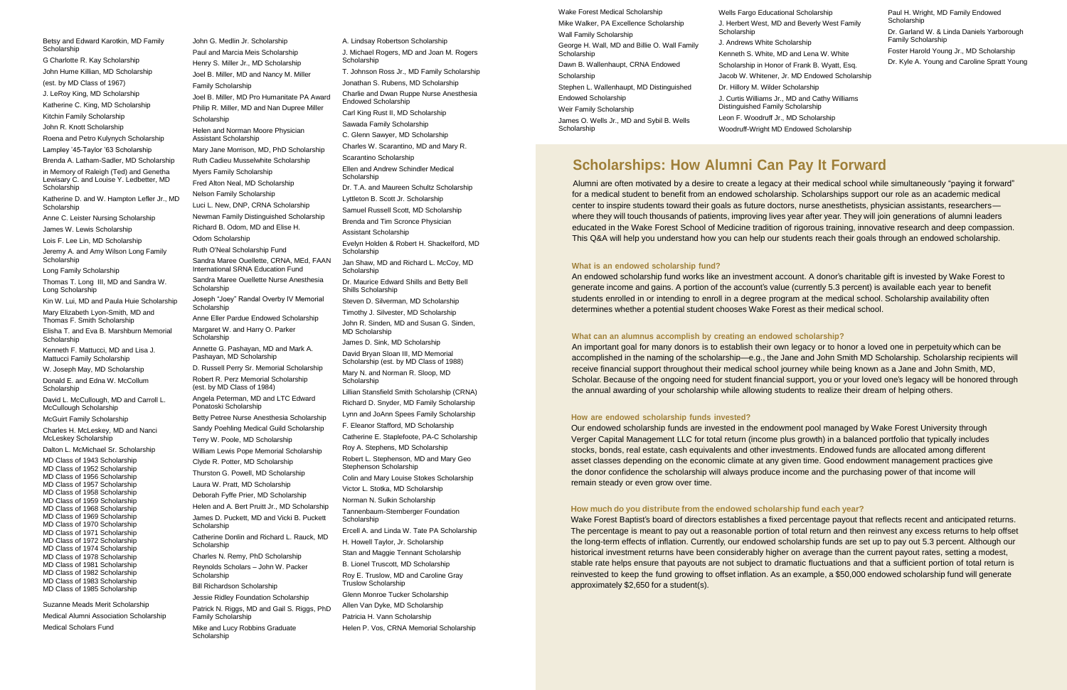Betsy and Edward Karotkin, MD Family Scholarship

G Charlotte R. Kay Scholarship

John Hume Killian, MD Scholarship (est. by MD Class of 1967)

J. LeRoy King, MD Scholarship

Katherine C. King, MD Scholarship

Kitchin Family Scholarship

John R. Knott Scholarship

Roena and Petro Kulynych Scholarship

Lampley '45-Taylor '63 Scholarship

Brenda A. Latham-Sadler, MD Scholarship in Memory of Raleigh (Ted) and Genetha Lewisary C. and Louise Y. Ledbetter, MD Scholarship

Katherine D. and W. Hampton Lefler Jr., MD Scholarship

Anne C. Leister Nursing Scholarship

James W. Lewis Scholarship

Lois F. Lee Lin, MD Scholarship

Jeremy A. and Amy Wilson Long Family Scholarship

Long Family Scholarship

Thomas T. Long III, MD and Sandra W. Long Scholarship

Kin W. Lui, MD and Paula Huie Scholarship

Mary Elizabeth Lyon-Smith, MD and Thomas F. Smith Scholarship

Elisha T. and Eva B. Marshburn Memorial Scholarship

Kenneth F. Mattucci, MD and Lisa J. Mattucci Family Scholarship

W. Joseph May, MD Scholarship

Donald E. and Edna W. McCollum Scholarship

David L. McCullough, MD and Carroll L. McCullough Scholarship

McGuirt Family Scholarship

Charles H. McLeskey, MD and Nanci McLeskey Scholarship

Dalton L. McMichael Sr. Scholarship

MD Class of 1943 Scholarship
MD Class of 1952 Scholarship
MD Class of 1956 Scholarship
MD Class of 1957 Scholarship
MD Class of 1958 Scholarship
MD Class of 1959 Scholarship
MD Class of 1968 Scholarship
MD Class of 1969 Scholarship
MD Class of 1970 Scholarship
MD Class of 1971 Scholarship
MD Class of 1972 Scholarship
MD Class of 1974 Scholarship
MD Class of 1978 Scholarship
MD Class of 1981 Scholarship
MD Class of 1982 Scholarship
MD Class of 1983 Scholarship
MD Class of 1985 Scholarship

Suzanne Meads Merit Scholarship

Medical Alumni Association Scholarship

Medical Scholars Fund

John G. Medlin Jr. Scholarship

Paul and Marcia Meis Scholarship

Henry S. Miller Jr., MD Scholarship

Joel B. Miller, MD and Nancy M. Miller Family Scholarship

Joel B. Miller, MD Pro Humanitate PA Award

Philip R. Miller, MD and Nan Dupree Miller Scholarship

Helen and Norman Moore Physician Assistant Scholarship

Mary Jane Morrison, MD, PhD Scholarship

Ruth Cadieu Musselwhite Scholarship

Myers Family Scholarship

Fred Alton Neal, MD Scholarship

Nelson Family Scholarship

Luci L. New, DNP, CRNA Scholarship

Newman Family Distinguished Scholarship

Richard B. Odom, MD and Elise H. Odom Scholarship

Ruth O'Neal Scholarship Fund

Sandra Maree Ouellette, CRNA, MEd, FAAN International SRNA Education Fund

Sandra Maree Ouellette Nurse Anesthesia Scholarship

Joseph "Joey" Randal Overby IV Memorial Scholarship

Anne Eller Pardue Endowed Scholarship

Margaret W. and Harry O. Parker Scholarship

Annette G. Pashayan, MD and Mark A. Pashayan, MD Scholarship

D. Russell Perry Sr. Memorial Scholarship

Robert R. Perz Memorial Scholarship (est. by MD Class of 1984)

Angela Peterman, MD and LTC Edward Ponatoski Scholarship

Betty Petree Nurse Anesthesia Scholarship

Sandy Poehling Medical Guild Scholarship

Terry W. Poole, MD Scholarship

William Lewis Pope Memorial Scholarship

Clyde R. Potter, MD Scholarship

Thurston G. Powell, MD Scholarship

Laura W. Pratt, MD Scholarship

Deborah Fyffe Prier, MD Scholarship

Helen and A. Bert Pruitt Jr., MD Scholarship

James D. Puckett, MD and Vicki B. Puckett Scholarship

Catherine Donlin and Richard L. Rauck, MD Scholarship

Charles N. Remy, PhD Scholarship

Reynolds Scholars – John W. Packer Scholarship

Bill Richardson Scholarship

Jessie Ridley Foundation Scholarship

Patrick N. Riggs, MD and Gail S. Riggs, PhD Family Scholarship

Mike and Lucy Robbins Graduate Scholarship

A. Lindsay Robertson Scholarship

J. Michael Rogers, MD and Joan M. Rogers Scholarship

T. Johnson Ross Jr., MD Family Scholarship

Jonathan S. Rubens, MD Scholarship

Charlie and Dwan Ruppe Nurse Anesthesia Endowed Scholarship

Carl King Rust II, MD Scholarship

Sawada Family Scholarship

C. Glenn Sawyer, MD Scholarship

Charles W. Scarantino, MD and Mary R. Scarantino Scholarship

Ellen and Andrew Schindler Medical Scholarship

Dr. T.A. and Maureen Schultz Scholarship

Lyttleton B. Scott Jr. Scholarship

Samuel Russell Scott, MD Scholarship

Brenda and Tim Scronce Physician Assistant Scholarship

Evelyn Holden & Robert H. Shackelford, MD Scholarship

Jan Shaw, MD and Richard L. McCoy, MD Scholarship

Dr. Maurice Edward Shills and Betty Bell Shills Scholarship

Steven D. Silverman, MD Scholarship

Timothy J. Silvester, MD Scholarship

John R. Sinden, MD and Susan G. Sinden, MD Scholarship

James D. Sink, MD Scholarship

David Bryan Sloan III, MD Memorial Scholarship (est. by MD Class of 1988)

Mary N. and Norman R. Sloop, MD Scholarship

Lillian Stansfield Smith Scholarship (CRNA)

Richard D. Snyder, MD Family Scholarship

Lynn and JoAnn Spees Family Scholarship

F. Eleanor Stafford, MD Scholarship

Catherine E. Staplefoote, PA-C Scholarship

Roy A. Stephens, MD Scholarship

Robert L. Stephenson, MD and Mary Geo Stephenson Scholarship

Colin and Mary Louise Stokes Scholarship

Victor L. Stotka, MD Scholarship

Norman N. Sulkin Scholarship

Tannenbaum-Sternberger Foundation Scholarship

Ercell A. and Linda W. Tate PA Scholarship

H. Howell Taylor, Jr. Scholarship

Stan and Maggie Tennant Scholarship

B. Lionel Truscott, MD Scholarship

Roy E. Truslow, MD and Caroline Gray Truslow Scholarship

Glenn Monroe Tucker Scholarship

Allen Van Dyke, MD Scholarship

Patricia H. Vann Scholarship

Helen P. Vos, CRNA Memorial Scholarship

Wake Forest Medical Scholarship

Mike Walker, PA Excellence Scholarship

Wall Family Scholarship

George H. Wall, MD and Billie O. Wall Family Scholarship

Dawn B. Wallenhaupt, CRNA Endowed Scholarship

Stephen L. Wallenhaupt, MD Distinguished Endowed Scholarship

Weir Family Scholarship

James O. Wells Jr., MD and Sybil B. Wells Scholarship

Wells Fargo Educational Scholarship

J. Herbert West, MD and Beverly West Family Scholarship

J. Andrews White Scholarship

Kenneth S. White, MD and Lena W. White Scholarship in Honor of Frank B. Wyatt, Esq.

Jacob W. Whitener, Jr. MD Endowed Scholarship

Dr. Hillory M. Wilder Scholarship

J. Curtis Williams Jr., MD and Cathy Williams Distinguished Family Scholarship

Leon F. Woodruff Jr., MD Scholarship

Woodruff-Wright MD Endowed Scholarship

Paul H. Wright, MD Family Endowed Scholarship

Dr. Garland W. & Linda Daniels Yarborough Family Scholarship

Foster Harold Young Jr., MD Scholarship

Dr. Kyle A. Young and Caroline Spratt Young

## Scholarships: How Alumni Can Pay It Forward

Alumni are often motivated by a desire to create a legacy at their medical school while simultaneously "paying it forward" for a medical student to benefit from an endowed scholarship. Scholarships support our role as an academic medical center to inspire students toward their goals as future doctors, nurse anesthetists, physician assistants, researchers— where they will touch thousands of patients, improving lives year after year. They will join generations of alumni leaders educated in the Wake Forest School of Medicine tradition of rigorous training, innovative research and deep compassion. This Q&A will help you understand how you can help our students reach their goals through an endowed scholarship.

### What is an endowed scholarship fund?

An endowed scholarship fund works like an investment account. A donor's charitable gift is invested by Wake Forest to generate income and gains. A portion of the account's value (currently 5.3 percent) is available each year to benefit students enrolled in or intending to enroll in a degree program at the medical school. Scholarship availability often determines whether a potential student chooses Wake Forest as their medical school.

### What can an alumnus accomplish by creating an endowed scholarship?

An important goal for many donors is to establish their own legacy or to honor a loved one in perpetuity which can be accomplished in the naming of the scholarship—e.g., the Jane and John Smith MD Scholarship. Scholarship recipients will receive financial support throughout their medical school journey while being known as a Jane and John Smith, MD, Scholar. Because of the ongoing need for student financial support, you or your loved one's legacy will be honored through the annual awarding of your scholarship while allowing students to realize their dream of helping others.

### How are endowed scholarship funds invested?

Our endowed scholarship funds are invested in the endowment pool managed by Wake Forest University through Verger Capital Management LLC for total return (income plus growth) in a balanced portfolio that typically includes stocks, bonds, real estate, cash equivalents and other investments. Endowed funds are allocated among different asset classes depending on the economic climate at any given time. Good endowment management practices give the donor confidence the scholarship will always produce income and the purchasing power of that income will remain steady or even grow over time.

### How much do you distribute from the endowed scholarship fund each year?

Wake Forest Baptist's board of directors establishes a fixed percentage payout that reflects recent and anticipated returns. The percentage is meant to pay out a reasonable portion of total return and then reinvest any excess returns to help offset the long-term effects of inflation. Currently, our endowed scholarship funds are set up to pay out 5.3 percent. Although our historical investment returns have been considerably higher on average than the current payout rates, setting a modest, stable rate helps ensure that payouts are not subject to dramatic fluctuations and that a sufficient portion of total return is reinvested to keep the fund growing to offset inflation. As an example, a $50,000 endowed scholarship fund will generate approximately $2,650 for a student(s).